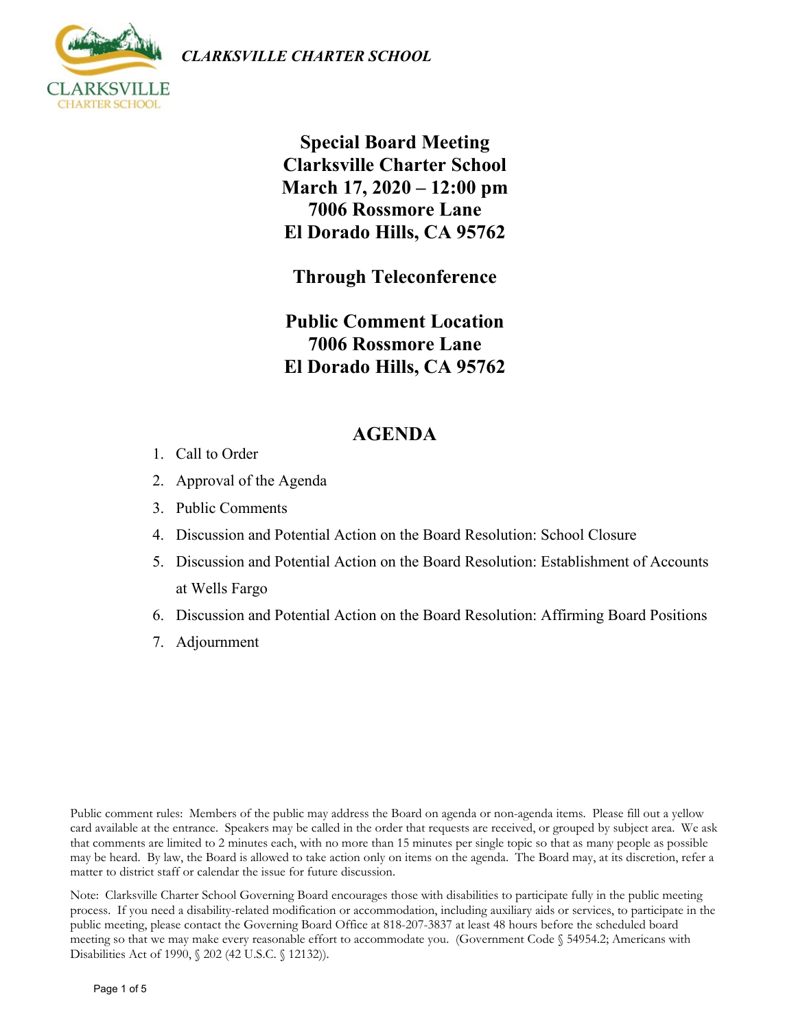*CLARKSVILLE CHARTER SCHOOL*

# Special Board Meeting
# Clarksville Charter School
# March 17, 2020 – 12:00 pm
# 7006 Rossmore Lane
# El Dorado Hills, CA 95762

## Through Teleconference

## Public Comment Location
## 7006 Rossmore Lane
## El Dorado Hills, CA 95762

## AGENDA

1. Call to Order
2. Approval of the Agenda
3. Public Comments
4. Discussion and Potential Action on the Board Resolution: School Closure
5. Discussion and Potential Action on the Board Resolution: Establishment of Accounts at Wells Fargo
6. Discussion and Potential Action on the Board Resolution: Affirming Board Positions
7. Adjournment

Public comment rules: Members of the public may address the Board on agenda or non-agenda items. Please fill out a yellow card available at the entrance. Speakers may be called in the order that requests are received, or grouped by subject area. We ask that comments are limited to 2 minutes each, with no more than 15 minutes per single topic so that as many people as possible may be heard. By law, the Board is allowed to take action only on items on the agenda. The Board may, at its discretion, refer a matter to district staff or calendar the issue for future discussion.

Note: Clarksville Charter School Governing Board encourages those with disabilities to participate fully in the public meeting process. If you need a disability-related modification or accommodation, including auxiliary aids or services, to participate in the public meeting, please contact the Governing Board Office at 818-207-3837 at least 48 hours before the scheduled board meeting so that we may make every reasonable effort to accommodate you. (Government Code § 54954.2; Americans with Disabilities Act of 1990, § 202 (42 U.S.C. § 12132)).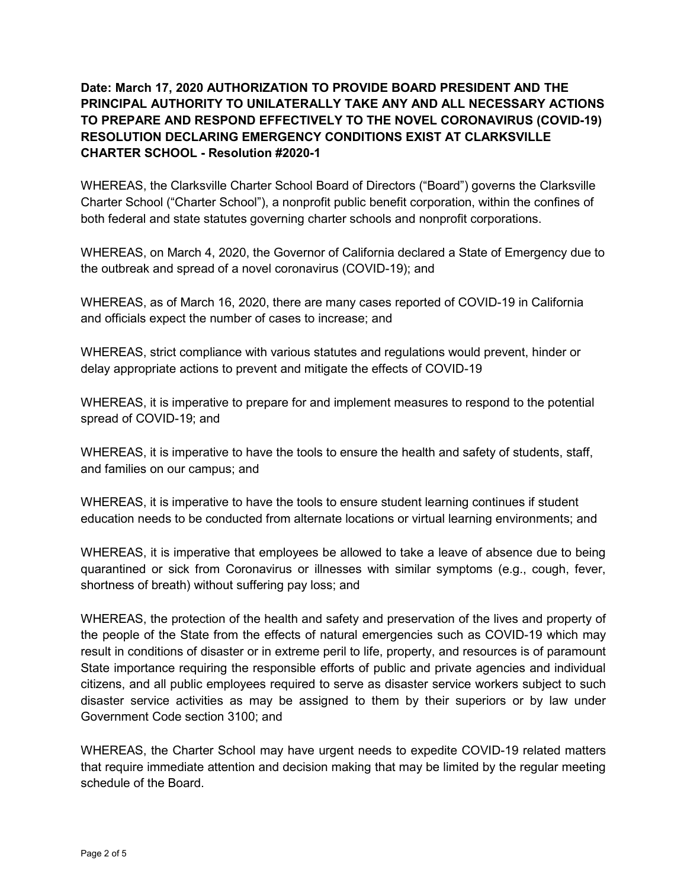**Date: March 17, 2020 AUTHORIZATION TO PROVIDE BOARD PRESIDENT AND THE PRINCIPAL AUTHORITY TO UNILATERALLY TAKE ANY AND ALL NECESSARY ACTIONS TO PREPARE AND RESPOND EFFECTIVELY TO THE NOVEL CORONAVIRUS (COVID-19) RESOLUTION DECLARING EMERGENCY CONDITIONS EXIST AT CLARKSVILLE CHARTER SCHOOL - Resolution #2020-1**

WHEREAS, the Clarksville Charter School Board of Directors ("Board") governs the Clarksville Charter School ("Charter School"), a nonprofit public benefit corporation, within the confines of both federal and state statutes governing charter schools and nonprofit corporations.

WHEREAS, on March 4, 2020, the Governor of California declared a State of Emergency due to the outbreak and spread of a novel coronavirus (COVID-19); and

WHEREAS, as of March 16, 2020, there are many cases reported of COVID-19 in California and officials expect the number of cases to increase; and

WHEREAS, strict compliance with various statutes and regulations would prevent, hinder or delay appropriate actions to prevent and mitigate the effects of COVID-19

WHEREAS, it is imperative to prepare for and implement measures to respond to the potential spread of COVID-19; and

WHEREAS, it is imperative to have the tools to ensure the health and safety of students, staff, and families on our campus; and

WHEREAS, it is imperative to have the tools to ensure student learning continues if student education needs to be conducted from alternate locations or virtual learning environments; and

WHEREAS, it is imperative that employees be allowed to take a leave of absence due to being quarantined or sick from Coronavirus or illnesses with similar symptoms (e.g., cough, fever, shortness of breath) without suffering pay loss; and

WHEREAS, the protection of the health and safety and preservation of the lives and property of the people of the State from the effects of natural emergencies such as COVID-19 which may result in conditions of disaster or in extreme peril to life, property, and resources is of paramount State importance requiring the responsible efforts of public and private agencies and individual citizens, and all public employees required to serve as disaster service workers subject to such disaster service activities as may be assigned to them by their superiors or by law under Government Code section 3100; and

WHEREAS, the Charter School may have urgent needs to expedite COVID-19 related matters that require immediate attention and decision making that may be limited by the regular meeting schedule of the Board.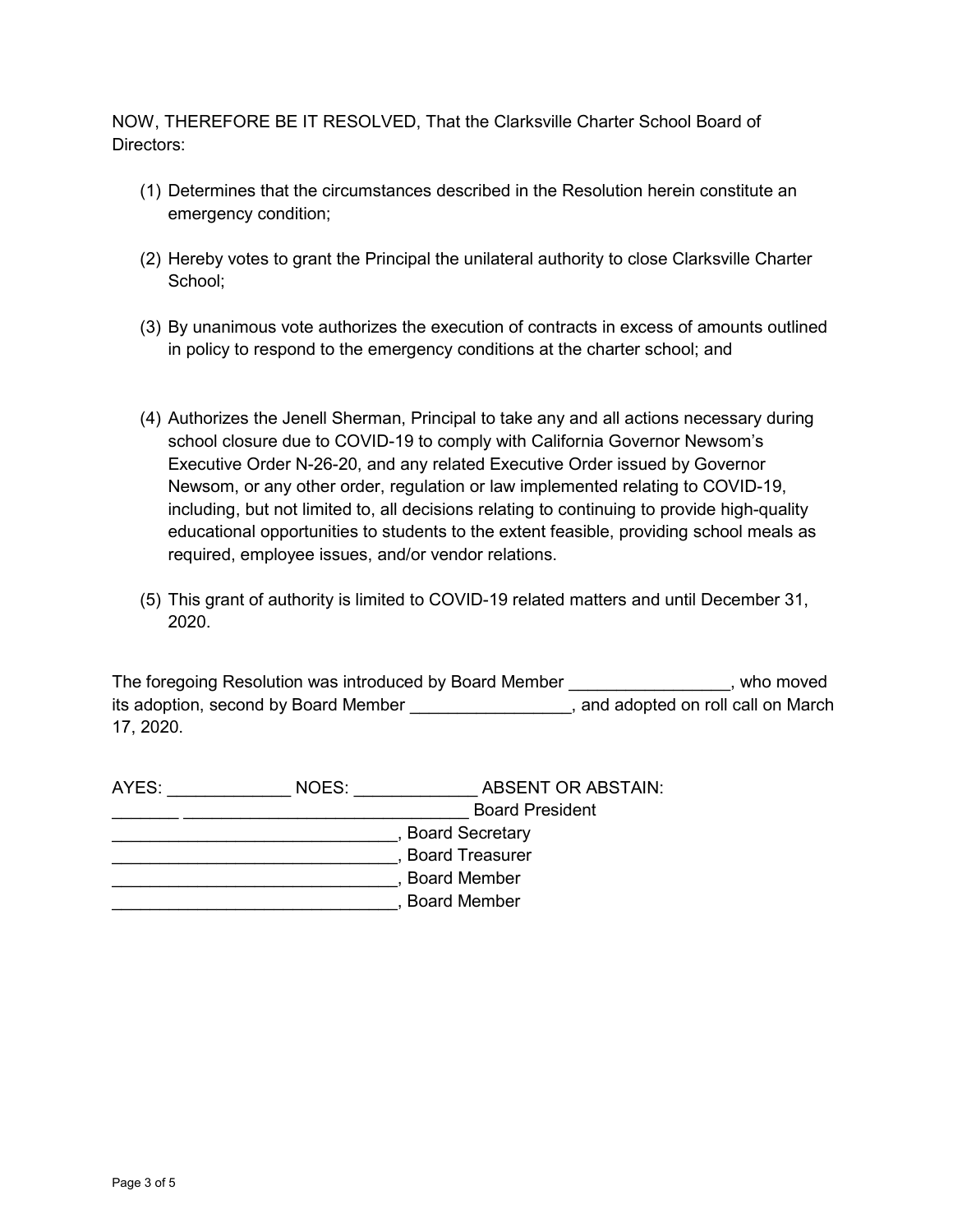NOW, THEREFORE BE IT RESOLVED, That the Clarksville Charter School Board of Directors:

(1) Determines that the circumstances described in the Resolution herein constitute an emergency condition;

(2) Hereby votes to grant the Principal the unilateral authority to close Clarksville Charter School;

(3) By unanimous vote authorizes the execution of contracts in excess of amounts outlined in policy to respond to the emergency conditions at the charter school; and

(4) Authorizes the Jenell Sherman, Principal to take any and all actions necessary during school closure due to COVID-19 to comply with California Governor Newsom's Executive Order N-26-20, and any related Executive Order issued by Governor Newsom, or any other order, regulation or law implemented relating to COVID-19, including, but not limited to, all decisions relating to continuing to provide high-quality educational opportunities to students to the extent feasible, providing school meals as required, employee issues, and/or vendor relations.

(5) This grant of authority is limited to COVID-19 related matters and until December 31, 2020.

The foregoing Resolution was introduced by Board Member _________________, who moved its adoption, second by Board Member _________________, and adopted on roll call on March 17, 2020.

AYES: _____________ NOES: _____________ ABSENT OR ABSTAIN:

_______ ______________________________ Board President

______________________________, Board Secretary

______________________________, Board Treasurer

______________________________, Board Member

______________________________, Board Member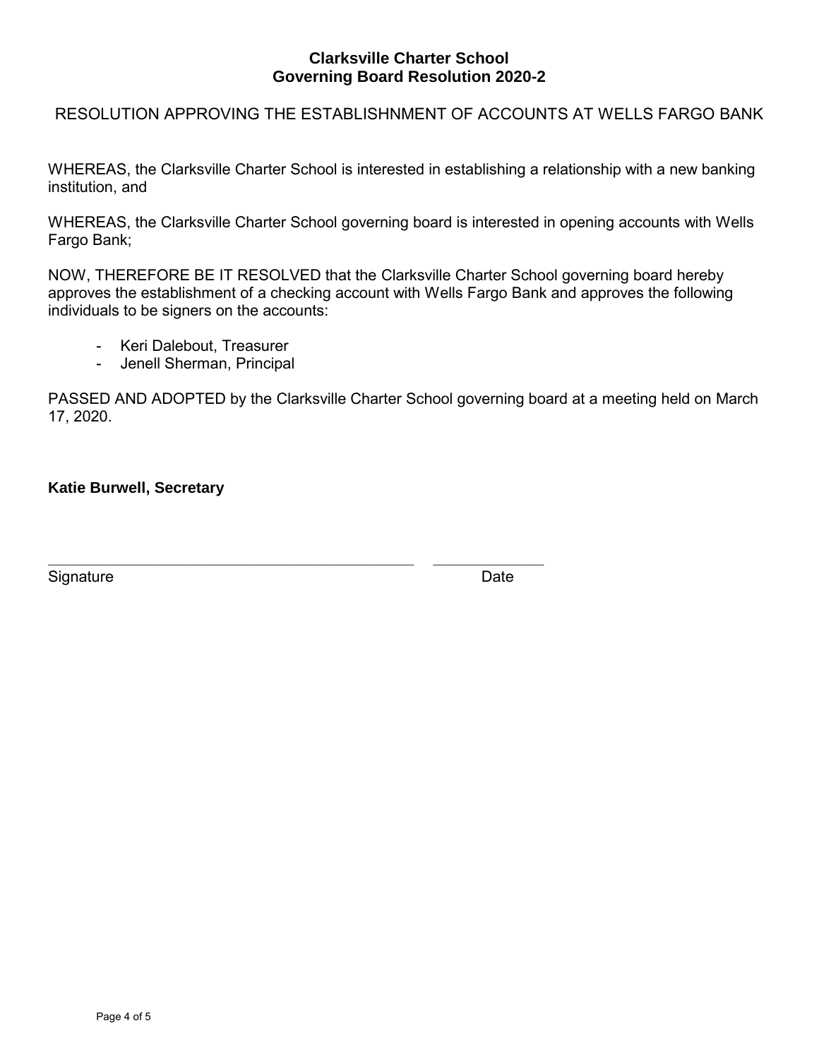**Clarksville Charter School**
**Governing Board Resolution 2020-2**

RESOLUTION APPROVING THE ESTABLISHNMENT OF ACCOUNTS AT WELLS FARGO BANK

WHEREAS, the Clarksville Charter School is interested in establishing a relationship with a new banking institution, and

WHEREAS, the Clarksville Charter School governing board is interested in opening accounts with Wells Fargo Bank;

NOW, THEREFORE BE IT RESOLVED that the Clarksville Charter School governing board hereby approves the establishment of a checking account with Wells Fargo Bank and approves the following individuals to be signers on the accounts:

- Keri Dalebout, Treasurer
- Jenell Sherman, Principal

PASSED AND ADOPTED by the Clarksville Charter School governing board at a meeting held on March 17, 2020.

**Katie Burwell, Secretary**

_____________________________________________ _____________
Signature Date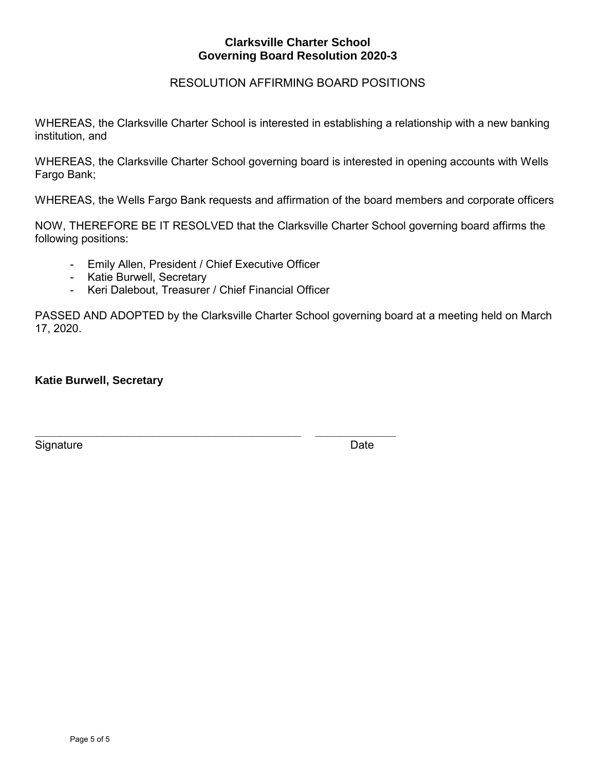# Clarksville Charter School
# Governing Board Resolution 2020-3

## RESOLUTION AFFIRMING BOARD POSITIONS

WHEREAS, the Clarksville Charter School is interested in establishing a relationship with a new banking institution, and

WHEREAS, the Clarksville Charter School governing board is interested in opening accounts with Wells Fargo Bank;

WHEREAS, the Wells Fargo Bank requests and affirmation of the board members and corporate officers

NOW, THEREFORE BE IT RESOLVED that the Clarksville Charter School governing board affirms the following positions:

- Emily Allen, President / Chief Executive Officer
- Katie Burwell, Secretary
- Keri Dalebout, Treasurer / Chief Financial Officer

PASSED AND ADOPTED by the Clarksville Charter School governing board at a meeting held on March 17, 2020.

**Katie Burwell, Secretary**

_____________________________________________ _____________

Signature Date